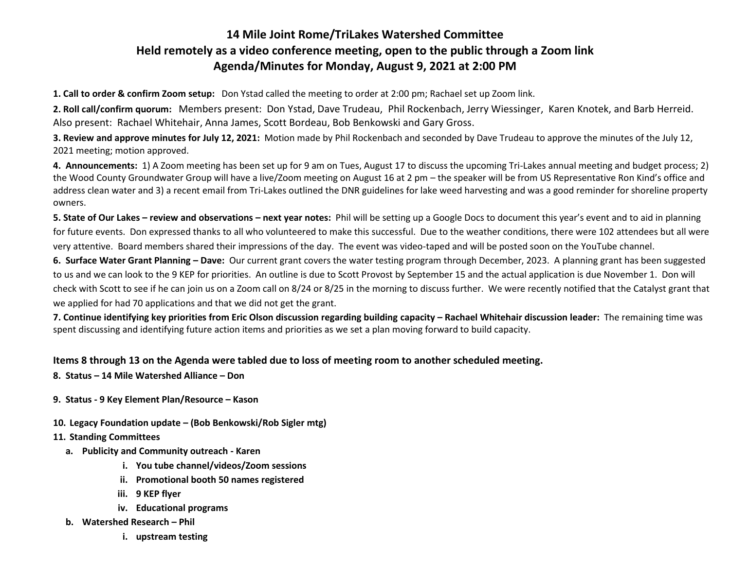# 14 Mile Joint Rome/TriLakes Watershed Committee
## Held remotely as a video conference meeting, open to the public through a Zoom link
## Agenda/Minutes for Monday, August 9, 2021 at 2:00 PM

**1. Call to order & confirm Zoom setup:** Don Ystad called the meeting to order at 2:00 pm; Rachael set up Zoom link.

**2. Roll call/confirm quorum:** Members present: Don Ystad, Dave Trudeau, Phil Rockenbach, Jerry Wiessinger, Karen Knotek, and Barb Herreid. Also present: Rachael Whitehair, Anna James, Scott Bordeau, Bob Benkowski and Gary Gross.

**3. Review and approve minutes for July 12, 2021:** Motion made by Phil Rockenbach and seconded by Dave Trudeau to approve the minutes of the July 12, 2021 meeting; motion approved.

**4. Announcements:** 1) A Zoom meeting has been set up for 9 am on Tues, August 17 to discuss the upcoming Tri-Lakes annual meeting and budget process; 2) the Wood County Groundwater Group will have a live/Zoom meeting on August 16 at 2 pm – the speaker will be from US Representative Ron Kind's office and address clean water and 3) a recent email from Tri-Lakes outlined the DNR guidelines for lake weed harvesting and was a good reminder for shoreline property owners.

**5. State of Our Lakes – review and observations – next year notes:** Phil will be setting up a Google Docs to document this year's event and to aid in planning for future events. Don expressed thanks to all who volunteered to make this successful. Due to the weather conditions, there were 102 attendees but all were very attentive. Board members shared their impressions of the day. The event was video-taped and will be posted soon on the YouTube channel.

**6. Surface Water Grant Planning – Dave:** Our current grant covers the water testing program through December, 2023. A planning grant has been suggested to us and we can look to the 9 KEP for priorities. An outline is due to Scott Provost by September 15 and the actual application is due November 1. Don will check with Scott to see if he can join us on a Zoom call on 8/24 or 8/25 in the morning to discuss further. We were recently notified that the Catalyst grant that we applied for had 70 applications and that we did not get the grant.

**7. Continue identifying key priorities from Eric Olson discussion regarding building capacity – Rachael Whitehair discussion leader:** The remaining time was spent discussing and identifying future action items and priorities as we set a plan moving forward to build capacity.

**Items 8 through 13 on the Agenda were tabled due to loss of meeting room to another scheduled meeting.**

**8. Status – 14 Mile Watershed Alliance – Don**

**9. Status - 9 Key Element Plan/Resource – Kason**

**10. Legacy Foundation update – (Bob Benkowski/Rob Sigler mtg)**

**11. Standing Committees**

- **a. Publicity and Community outreach - Karen**
  - **i. You tube channel/videos/Zoom sessions**
  - **ii. Promotional booth 50 names registered**
  - **iii. 9 KEP flyer**
  - **iv. Educational programs**
- **b. Watershed Research – Phil**
  - **i. upstream testing**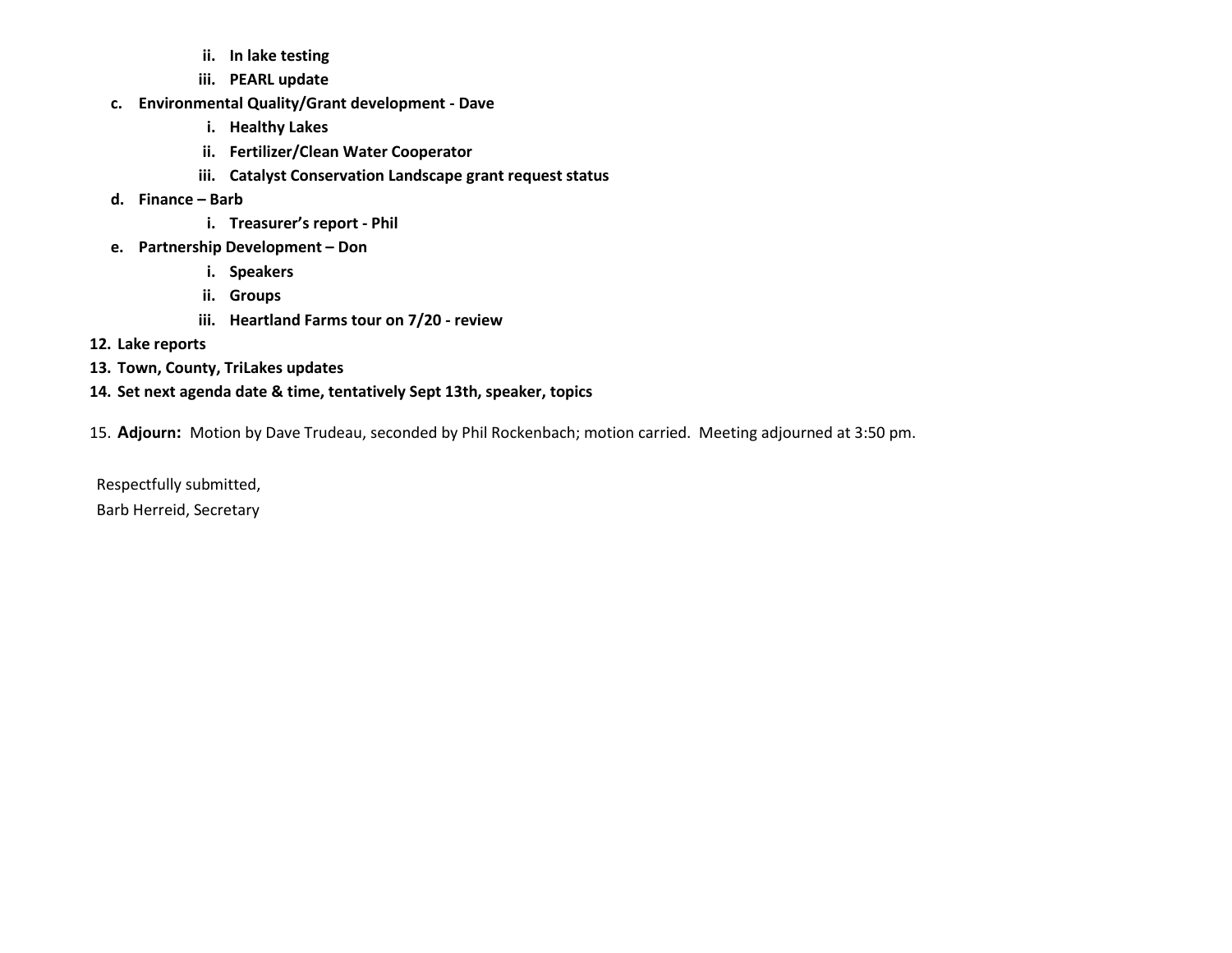- **ii. In lake testing**
- **iii. PEARL update**

**c. Environmental Quality/Grant development - Dave**

- **i. Healthy Lakes**
- **ii. Fertilizer/Clean Water Cooperator**
- **iii. Catalyst Conservation Landscape grant request status**

**d. Finance – Barb**

- **i. Treasurer's report - Phil**

**e. Partnership Development – Don**

- **i. Speakers**
- **ii. Groups**
- **iii. Heartland Farms tour on 7/20 - review**

**12. Lake reports**

**13. Town, County, TriLakes updates**

**14. Set next agenda date & time, tentatively Sept 13th, speaker, topics**

15. **Adjourn:** Motion by Dave Trudeau, seconded by Phil Rockenbach; motion carried. Meeting adjourned at 3:50 pm.

Respectfully submitted,
Barb Herreid, Secretary